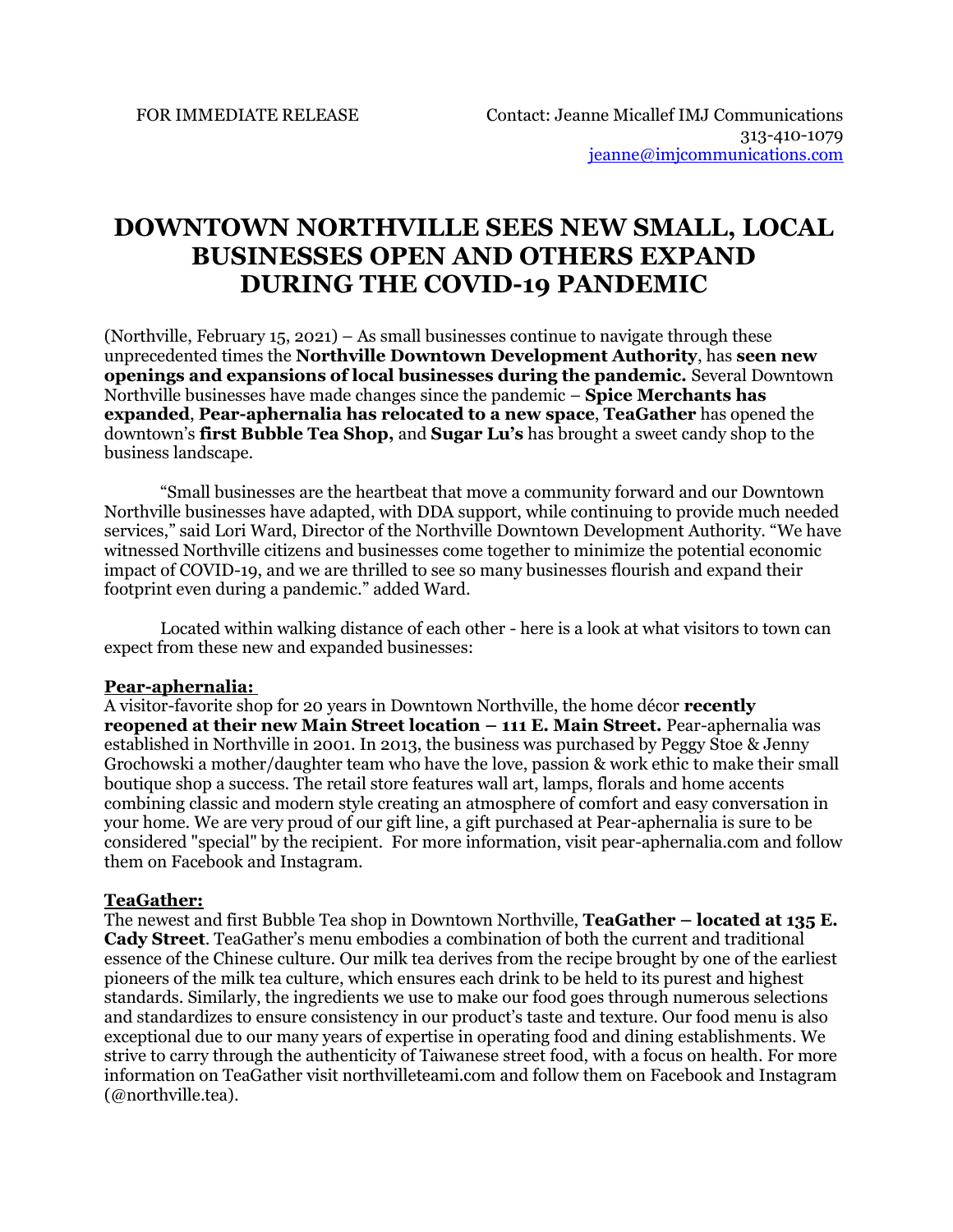FOR IMMEDIATE RELEASE

Contact: Jeanne Micallef IMJ Communications
313-410-1079
jeanne@imjcommunications.com

# DOWNTOWN NORTHVILLE SEES NEW SMALL, LOCAL BUSINESSES OPEN AND OTHERS EXPAND DURING THE COVID-19 PANDEMIC

(Northville, February 15, 2021) – As small businesses continue to navigate through these unprecedented times the **Northville Downtown Development Authority**, has **seen new openings and expansions of local businesses during the pandemic.** Several Downtown Northville businesses have made changes since the pandemic – **Spice Merchants has expanded**, **Pear-aphernalia has relocated to a new space**, **TeaGather** has opened the downtown's **first Bubble Tea Shop,** and **Sugar Lu's** has brought a sweet candy shop to the business landscape.

"Small businesses are the heartbeat that move a community forward and our Downtown Northville businesses have adapted, with DDA support, while continuing to provide much needed services," said Lori Ward, Director of the Northville Downtown Development Authority. "We have witnessed Northville citizens and businesses come together to minimize the potential economic impact of COVID-19, and we are thrilled to see so many businesses flourish and expand their footprint even during a pandemic." added Ward.

Located within walking distance of each other - here is a look at what visitors to town can expect from these new and expanded businesses:

**Pear-aphernalia:**

A visitor-favorite shop for 20 years in Downtown Northville, the home décor **recently reopened at their new Main Street location – 111 E. Main Street.** Pear-aphernalia was established in Northville in 2001. In 2013, the business was purchased by Peggy Stoe & Jenny Grochowski a mother/daughter team who have the love, passion & work ethic to make their small boutique shop a success. The retail store features wall art, lamps, florals and home accents combining classic and modern style creating an atmosphere of comfort and easy conversation in your home. We are very proud of our gift line, a gift purchased at Pear-aphernalia is sure to be considered "special" by the recipient. For more information, visit pear-aphernalia.com and follow them on Facebook and Instagram.

**TeaGather:**

The newest and first Bubble Tea shop in Downtown Northville, **TeaGather – located at 135 E. Cady Street**. TeaGather's menu embodies a combination of both the current and traditional essence of the Chinese culture. Our milk tea derives from the recipe brought by one of the earliest pioneers of the milk tea culture, which ensures each drink to be held to its purest and highest standards. Similarly, the ingredients we use to make our food goes through numerous selections and standardizes to ensure consistency in our product's taste and texture. Our food menu is also exceptional due to our many years of expertise in operating food and dining establishments. We strive to carry through the authenticity of Taiwanese street food, with a focus on health. For more information on TeaGather visit northvilleteami.com and follow them on Facebook and Instagram (@northville.tea).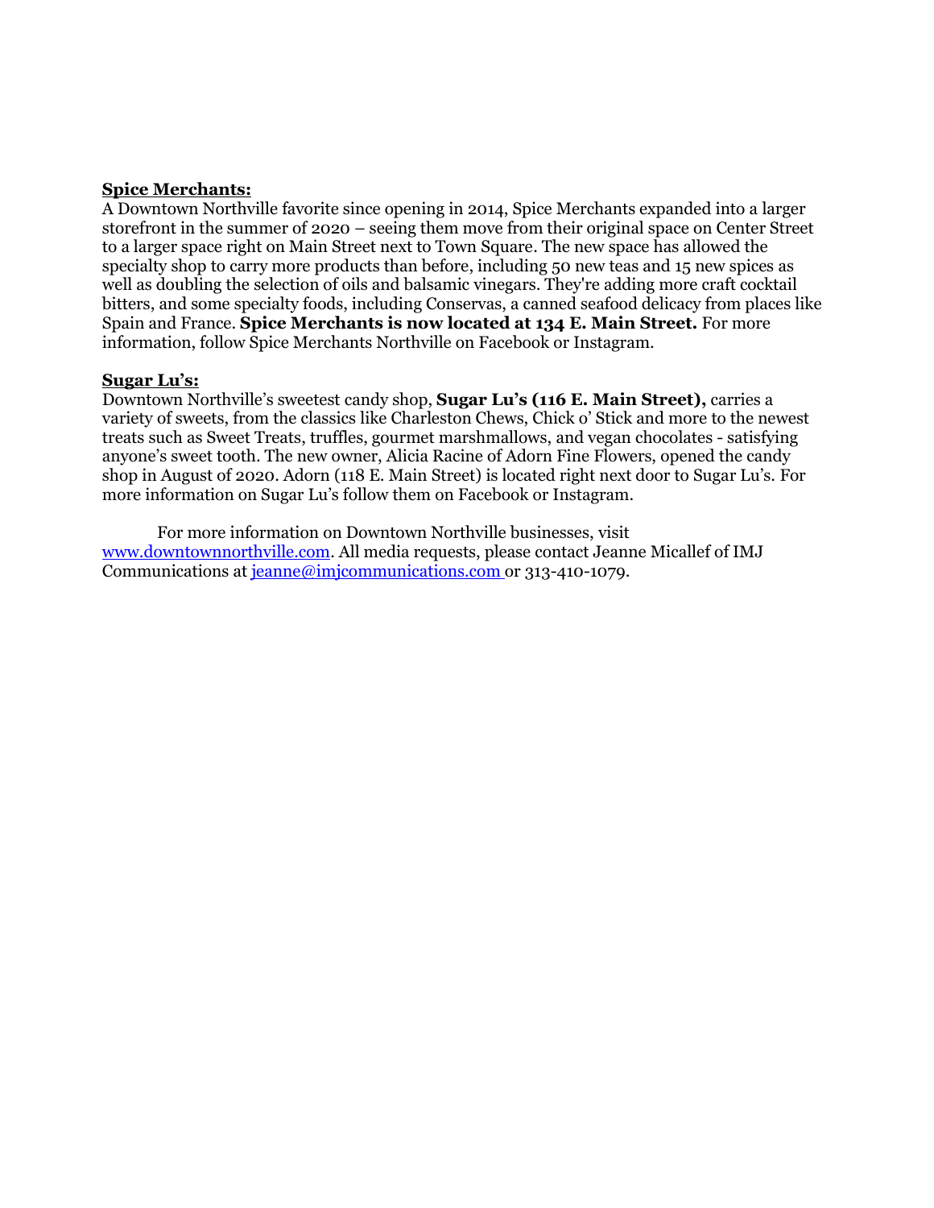**<u>Spice Merchants:</u>**
A Downtown Northville favorite since opening in 2014, Spice Merchants expanded into a larger storefront in the summer of 2020 – seeing them move from their original space on Center Street to a larger space right on Main Street next to Town Square. The new space has allowed the specialty shop to carry more products than before, including 50 new teas and 15 new spices as well as doubling the selection of oils and balsamic vinegars. They're adding more craft cocktail bitters, and some specialty foods, including Conservas, a canned seafood delicacy from places like Spain and France. **Spice Merchants is now located at 134 E. Main Street.** For more information, follow Spice Merchants Northville on Facebook or Instagram.

**<u>Sugar Lu's:</u>**
Downtown Northville's sweetest candy shop, **Sugar Lu's (116 E. Main Street),** carries a variety of sweets, from the classics like Charleston Chews, Chick o' Stick and more to the newest treats such as Sweet Treats, truffles, gourmet marshmallows, and vegan chocolates - satisfying anyone's sweet tooth. The new owner, Alicia Racine of Adorn Fine Flowers, opened the candy shop in August of 2020. Adorn (118 E. Main Street) is located right next door to Sugar Lu's. For more information on Sugar Lu's follow them on Facebook or Instagram.

For more information on Downtown Northville businesses, visit [www.downtownnorthville.com](http://www.downtownnorthville.com). All media requests, please contact Jeanne Micallef of IMJ Communications at [jeanne@imjcommunications.com](mailto:jeanne@imjcommunications.com) or 313-410-1079.